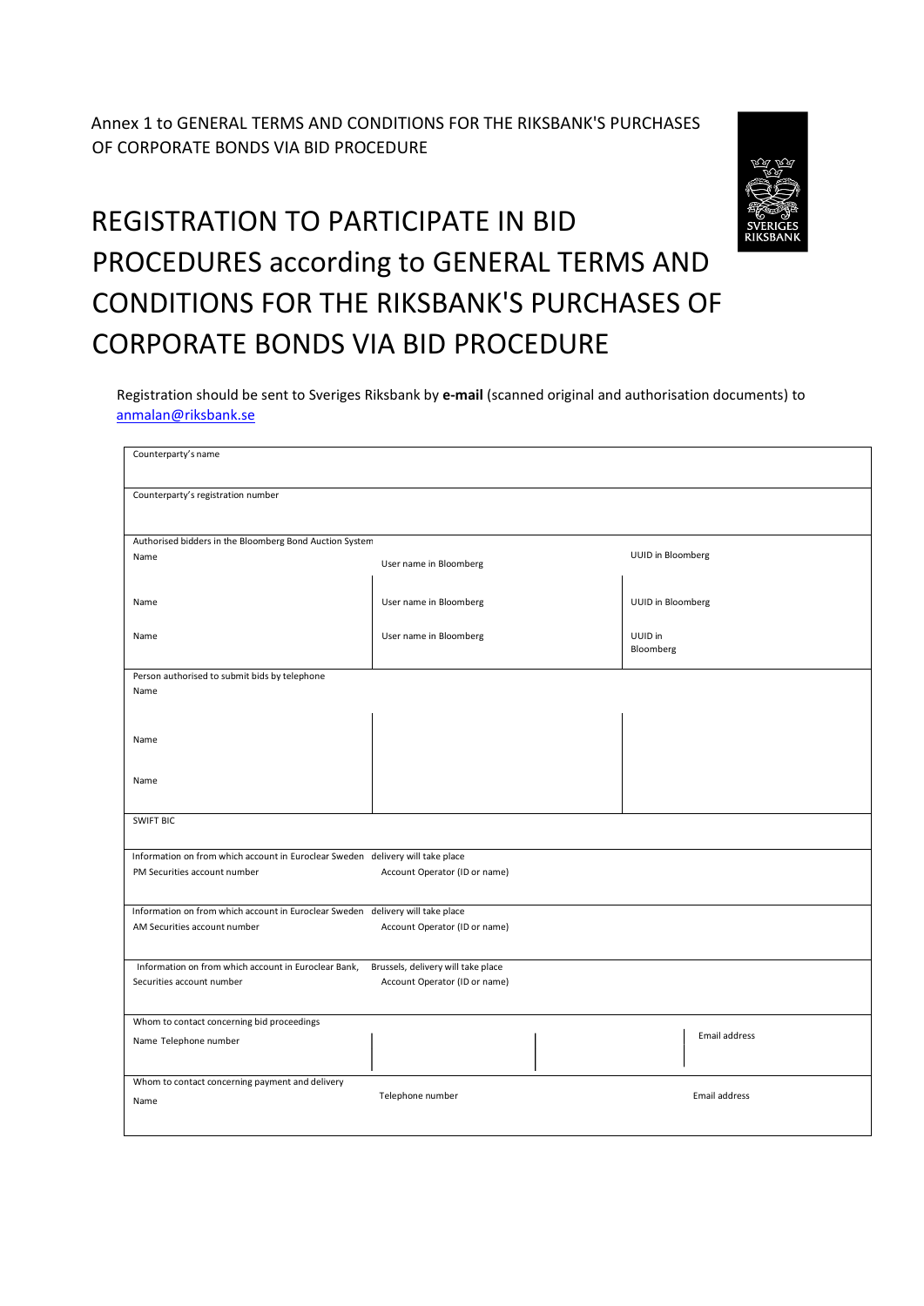Annex 1 to GENERAL TERMS AND CONDITIONS FOR THE RIKSBANK'S PURCHASES OF CORPORATE BONDS VIA BID PROCEDURE

# REGISTRATION TO PARTICIPATE IN BID PROCEDURES according to GENERAL TERMS AND CONDITIONS FOR THE RIKSBANK'S PURCHASES OF CORPORATE BONDS VIA BID PROCEDURE

Registration should be sent to Sveriges Riksbank by **e-mail** (scanned original and authorisation documents) to anmalan@riksbank.se

| | | |
|---|---|---|
| Counterparty's name | | |
| Counterparty's registration number | | |
| Authorised bidders in the Bloomberg Bond Auction System | | |
| Name | User name in Bloomberg | UUID in Bloomberg |
| Name | User name in Bloomberg | UUID in Bloomberg |
| Name | User name in Bloomberg | UUID in Bloomberg |
| Person authorised to submit bids by telephone | | |
| Name | | |
| Name | | |
| Name | | |
| SWIFT BIC | | |
| Information on from which account in Euroclear Sweden delivery will take place | | |
| PM Securities account number | Account Operator (ID or name) | |
| Information on from which account in Euroclear Sweden delivery will take place | | |
| AM Securities account number | Account Operator (ID or name) | |
| Information on from which account in Euroclear Bank, Brussels, delivery will take place | | |
| Securities account number | Account Operator (ID or name) | |
| Whom to contact concerning bid proceedings | | |
| Name Telephone number | | Email address |
| Whom to contact concerning payment and delivery | | |
| Name | Telephone number | Email address |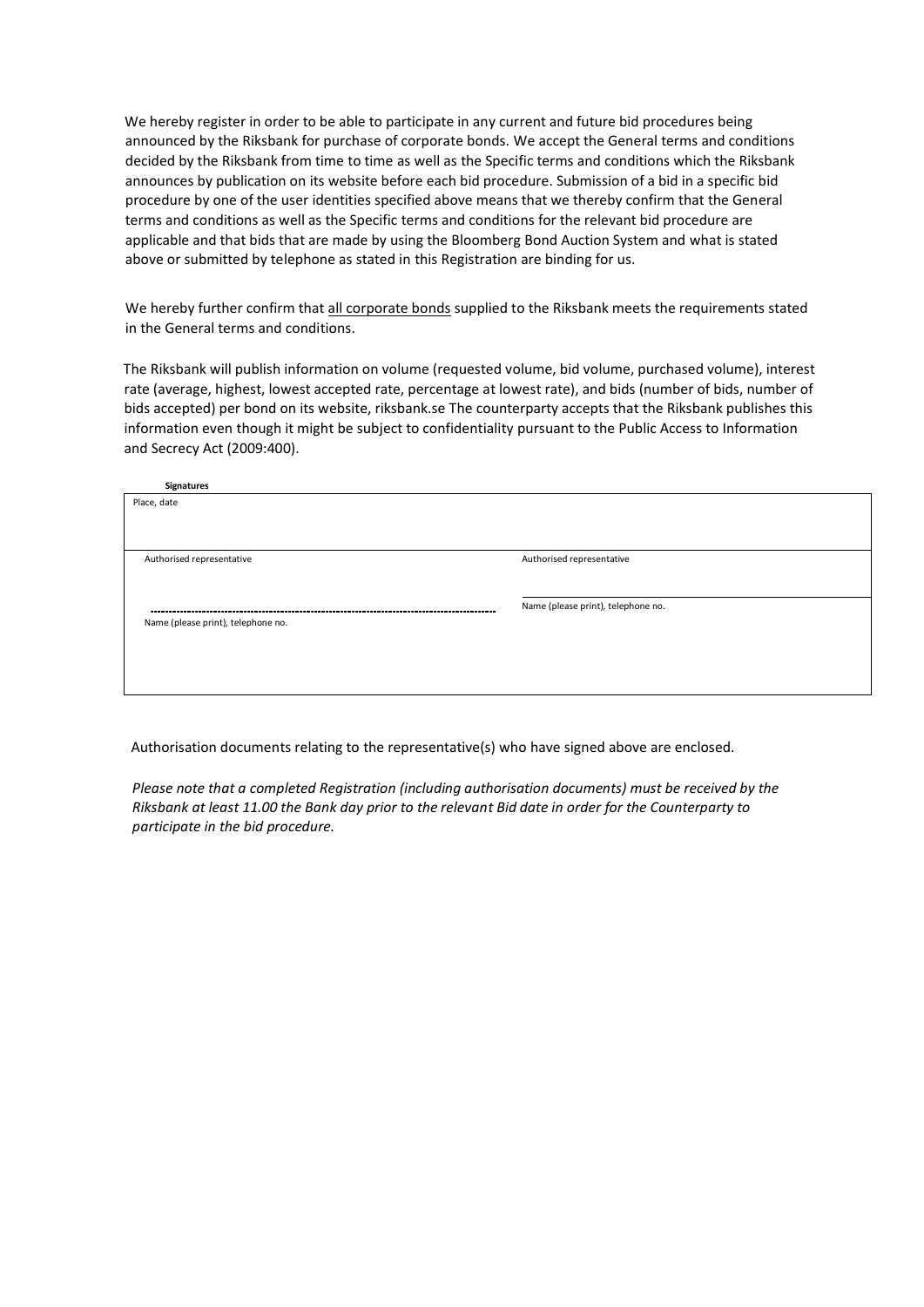We hereby register in order to be able to participate in any current and future bid procedures being announced by the Riksbank for purchase of corporate bonds. We accept the General terms and conditions decided by the Riksbank from time to time as well as the Specific terms and conditions which the Riksbank announces by publication on its website before each bid procedure. Submission of a bid in a specific bid procedure by one of the user identities specified above means that we thereby confirm that the General terms and conditions as well as the Specific terms and conditions for the relevant bid procedure are applicable and that bids that are made by using the Bloomberg Bond Auction System and what is stated above or submitted by telephone as stated in this Registration are binding for us.

We hereby further confirm that all corporate bonds supplied to the Riksbank meets the requirements stated in the General terms and conditions.

The Riksbank will publish information on volume (requested volume, bid volume, purchased volume), interest rate (average, highest, lowest accepted rate, percentage at lowest rate), and bids (number of bids, number of bids accepted) per bond on its website, riksbank.se The counterparty accepts that the Riksbank publishes this information even though it might be subject to confidentiality pursuant to the Public Access to Information and Secrecy Act (2009:400).

**Signatures**

| | |
|---|---|
| Place, date | |
| Authorised representative | Authorised representative |
| Name (please print), telephone no. | Name (please print), telephone no. |

Authorisation documents relating to the representative(s) who have signed above are enclosed.

*Please note that a completed Registration (including authorisation documents) must be received by the Riksbank at least 11.00 the Bank day prior to the relevant Bid date in order for the Counterparty to participate in the bid procedure.*